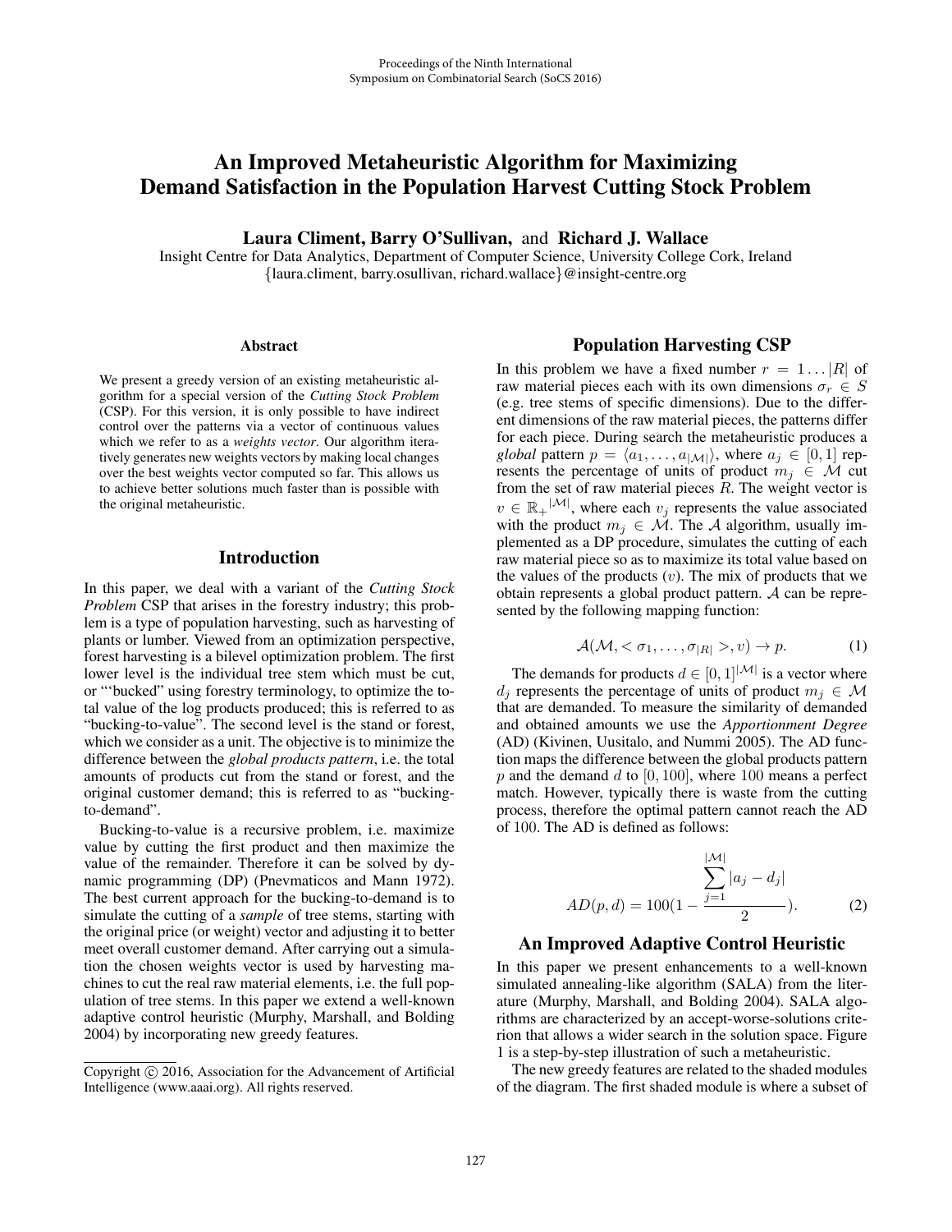# An Improved Metaheuristic Algorithm for Maximizing Demand Satisfaction in the Population Harvest Cutting Stock Problem

**Laura Climent, Barry O'Sullivan,** and **Richard J. Wallace**

Insight Centre for Data Analytics, Department of Computer Science, University College Cork, Ireland
{laura.climent, barry.osullivan, richard.wallace}@insight-centre.org

### Abstract

We present a greedy version of an existing metaheuristic algorithm for a special version of the *Cutting Stock Problem* (CSP). For this version, it is only possible to have indirect control over the patterns via a vector of continuous values which we refer to as a *weights vector*. Our algorithm iteratively generates new weights vectors by making local changes over the best weights vector computed so far. This allows us to achieve better solutions much faster than is possible with the original metaheuristic.

## Introduction

In this paper, we deal with a variant of the *Cutting Stock Problem* CSP that arises in the forestry industry; this problem is a type of population harvesting, such as harvesting of plants or lumber. Viewed from an optimization perspective, forest harvesting is a bilevel optimization problem. The first lower level is the individual tree stem which must be cut, or "'bucked" using forestry terminology, to optimize the total value of the log products produced; this is referred to as "bucking-to-value". The second level is the stand or forest, which we consider as a unit. The objective is to minimize the difference between the *global products pattern*, i.e. the total amounts of products cut from the stand or forest, and the original customer demand; this is referred to as "bucking-to-demand".

Bucking-to-value is a recursive problem, i.e. maximize value by cutting the first product and then maximize the value of the remainder. Therefore it can be solved by dynamic programming (DP) (Pnevmaticos and Mann 1972). The best current approach for the bucking-to-demand is to simulate the cutting of a *sample* of tree stems, starting with the original price (or weight) vector and adjusting it to better meet overall customer demand. After carrying out a simulation the chosen weights vector is used by harvesting machines to cut the real raw material elements, i.e. the full population of tree stems. In this paper we extend a well-known adaptive control heuristic (Murphy, Marshall, and Bolding 2004) by incorporating new greedy features.

Copyright © 2016, Association for the Advancement of Artificial Intelligence (www.aaai.org). All rights reserved.

## Population Harvesting CSP

In this problem we have a fixed number $r = 1 \ldots |R|$ of raw material pieces each with its own dimensions $\sigma_r \in S$ (e.g. tree stems of specific dimensions). Due to the different dimensions of the raw material pieces, the patterns differ for each piece. During search the metaheuristic produces a *global* pattern $p = \langle a_1, \ldots, a_{|\mathcal{M}|} \rangle$, where $a_j \in [0, 1]$ represents the percentage of units of product $m_j \in \mathcal{M}$ cut from the set of raw material pieces $R$. The weight vector is $v \in \mathbb{R}_+{}^{|\mathcal{M}|}$, where each $v_j$ represents the value associated with the product $m_j \in \mathcal{M}$. The $\mathcal{A}$ algorithm, usually implemented as a DP procedure, simulates the cutting of each raw material piece so as to maximize its total value based on the values of the products ($v$). The mix of products that we obtain represents a global product pattern. $\mathcal{A}$ can be represented by the following mapping function:

$$\mathcal{A}(\mathcal{M}, < \sigma_1, \ldots, \sigma_{|R|} >, v) \to p. \tag{1}$$

The demands for products $d \in [0, 1]^{|\mathcal{M}|}$ is a vector where $d_j$ represents the percentage of units of product $m_j \in \mathcal{M}$ that are demanded. To measure the similarity of demanded and obtained amounts we use the *Apportionment Degree* (AD) (Kivinen, Uusitalo, and Nummi 2005). The AD function maps the difference between the global products pattern $p$ and the demand $d$ to $[0, 100]$, where 100 means a perfect match. However, typically there is waste from the cutting process, therefore the optimal pattern cannot reach the AD of 100. The AD is defined as follows:

$$AD(p, d) = 100\left(1 - \frac{\sum_{j=1}^{|\mathcal{M}|} |a_j - d_j|}{2}\right). \tag{2}$$

## An Improved Adaptive Control Heuristic

In this paper we present enhancements to a well-known simulated annealing-like algorithm (SALA) from the literature (Murphy, Marshall, and Bolding 2004). SALA algorithms are characterized by an accept-worse-solutions criterion that allows a wider search in the solution space. Figure 1 is a step-by-step illustration of such a metaheuristic.

The new greedy features are related to the shaded modules of the diagram. The first shaded module is where a subset of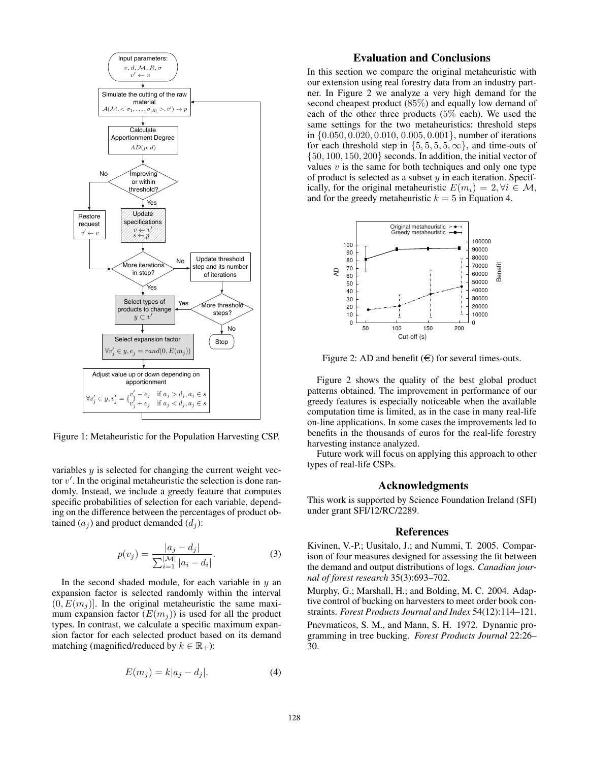Input parameters:
$v, d, \mathcal{M}, R, \sigma$
$v' \leftarrow v$

Simulate the cutting of the raw material
$\mathcal{A}(\mathcal{M}, <\sigma_1, \ldots, \sigma_{|R|}>, v') \rightarrow p$

Calculate Apportionment Degree
$AD(p, d)$

Improving or within threshold?

No

Yes

Restore request
$v' \leftarrow v$

Update specifications
$v \leftarrow v'$
$s \leftarrow p$

More iterations in step?

No

Yes

Update threshold step and its number of iterations

More threshold steps?

Yes

No

Stop

Select types of products to change
$y \subset v'$

Select expansion factor
$\forall v'_j \in y, e_j = rand(0, E(m_j))$

Adjust value up or down depending on apportionment

$$\forall v'_j \in y, v'_j = \begin{cases} v'_j - e_j & \text{if } a_j > d_j, a_j \in s \\ v'_j + e_j & \text{if } a_j < d_j, a_j \in s \end{cases}$$

Figure 1: Metaheuristic for the Population Harvesting CSP.

variables $y$ is selected for changing the current weight vector $v'$. In the original metaheuristic the selection is done randomly. Instead, we include a greedy feature that computes specific probabilities of selection for each variable, depending on the difference between the percentages of product obtained ($a_j$) and product demanded ($d_j$):

$$p(v_j) = \frac{|a_j - d_j|}{\sum_{i=1}^{|\mathcal{M}|} |a_i - d_i|}. \quad (3)$$

In the second shaded module, for each variable in $y$ an expansion factor is selected randomly within the interval $(0, E(m_j)]$. In the original metaheuristic the same maximum expansion factor ($E(m_j)$) is used for all the product types. In contrast, we calculate a specific maximum expansion factor for each selected product based on its demand matching (magnified/reduced by $k \in \mathbb{R}_+$):

$$E(m_j) = k|a_j - d_j|. \quad (4)$$

## Evaluation and Conclusions

In this section we compare the original metaheuristic with our extension using real forestry data from an industry partner. In Figure 2 we analyze a very high demand for the second cheapest product (85%) and equally low demand of each of the other three products (5% each). We used the same settings for the two metaheuristics: threshold steps in $\{0.050, 0.020, 0.010, 0.005, 0.001\}$, number of iterations for each threshold step in $\{5, 5, 5, 5, \infty\}$, and time-outs of $\{50, 100, 150, 200\}$ seconds. In addition, the initial vector of values $v$ is the same for both techniques and only one type of product is selected as a subset $y$ in each iteration. Specifically, for the original metaheuristic $E(m_i) = 2, \forall i \in \mathcal{M}$, and for the greedy metaheuristic $k = 5$ in Equation 4.

Original metaheuristic
Greedy metaheuristic

AD
0
10
20
30
40
50
60
70
80
90
100

Benefit
0
10000
20000
30000
40000
50000
60000
70000
80000
90000
100000

Cut-off (s)
50
100
150
200

Figure 2: AD and benefit (€) for several times-outs.

Figure 2 shows the quality of the best global product patterns obtained. The improvement in performance of our greedy features is especially noticeable when the available computation time is limited, as in the case in many real-life on-line applications. In some cases the improvements led to benefits in the thousands of euros for the real-life forestry harvesting instance analyzed.

Future work will focus on applying this approach to other types of real-life CSPs.

## Acknowledgments

This work is supported by Science Foundation Ireland (SFI) under grant SFI/12/RC/2289.

## References

Kivinen, V.-P.; Uusitalo, J.; and Nummi, T. 2005. Comparison of four measures designed for assessing the fit between the demand and output distributions of logs. *Canadian journal of forest research* 35(3):693–702.

Murphy, G.; Marshall, H.; and Bolding, M. C. 2004. Adaptive control of bucking on harvesters to meet order book constraints. *Forest Products Journal and Index* 54(12):114–121.

Pnevmaticos, S. M., and Mann, S. H. 1972. Dynamic programming in tree bucking. *Forest Products Journal* 22:26–30.